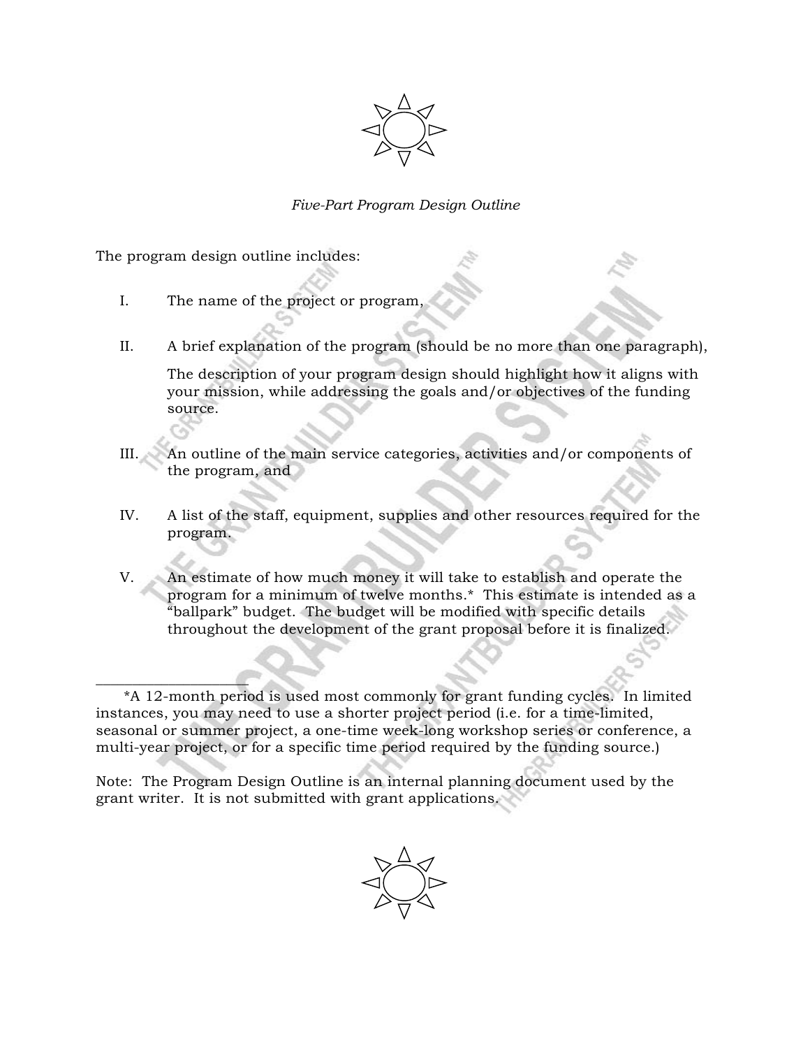*Five-Part Program Design Outline*

The program design outline includes:

I. The name of the project or program,

II. A brief explanation of the program (should be no more than one paragraph),

   The description of your program design should highlight how it aligns with your mission, while addressing the goals and/or objectives of the funding source.

III. An outline of the main service categories, activities and/or components of the program, and

IV. A list of the staff, equipment, supplies and other resources required for the program.

V. An estimate of how much money it will take to establish and operate the program for a minimum of twelve months.* This estimate is intended as a "ballpark" budget. The budget will be modified with specific details throughout the development of the grant proposal before it is finalized.

---

*A 12-month period is used most commonly for grant funding cycles. In limited instances, you may need to use a shorter project period (i.e. for a time-limited, seasonal or summer project, a one-time week-long workshop series or conference, a multi-year project, or for a specific time period required by the funding source.)

Note: The Program Design Outline is an internal planning document used by the grant writer. It is not submitted with grant applications.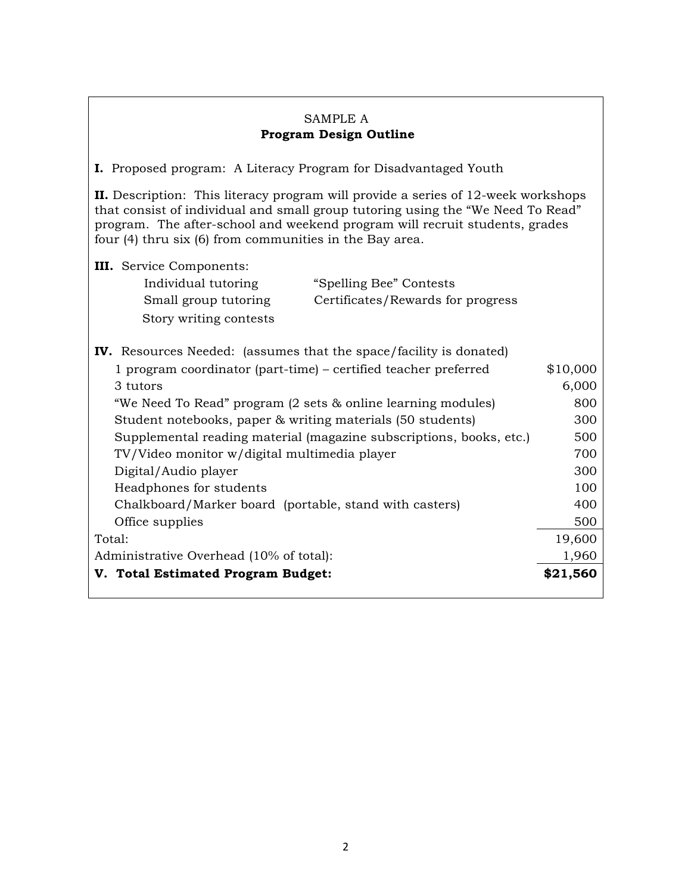SAMPLE A

**Program Design Outline**

**I.** Proposed program: A Literacy Program for Disadvantaged Youth

**II.** Description: This literacy program will provide a series of 12-week workshops that consist of individual and small group tutoring using the "We Need To Read" program. The after-school and weekend program will recruit students, grades four (4) thru six (6) from communities in the Bay area.

**III.** Service Components:

| | |
|---|---|
| Individual tutoring | "Spelling Bee" Contests |
| Small group tutoring | Certificates/Rewards for progress |
| Story writing contests | |

**IV.** Resources Needed: (assumes that the space/facility is donated)

| | |
|---|---|
| 1 program coordinator (part-time) – certified teacher preferred | $10,000 |
| 3 tutors | 6,000 |
| "We Need To Read" program (2 sets & online learning modules) | 800 |
| Student notebooks, paper & writing materials (50 students) | 300 |
| Supplemental reading material (magazine subscriptions, books, etc.) | 500 |
| TV/Video monitor w/digital multimedia player | 700 |
| Digital/Audio player | 300 |
| Headphones for students | 100 |
| Chalkboard/Marker board (portable, stand with casters) | 400 |
| Office supplies | 500 |
| Total: | 19,600 |
| Administrative Overhead (10% of total): | 1,960 |
| **V. Total Estimated Program Budget:** | **$21,560** |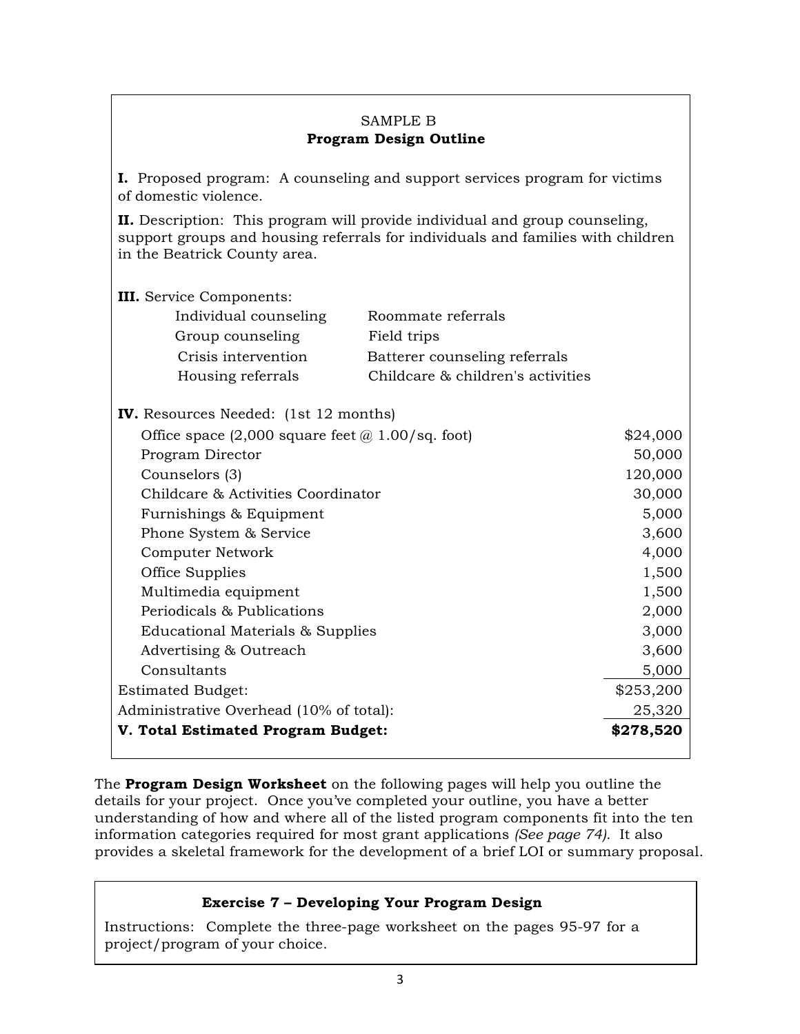SAMPLE B

**Program Design Outline**

**I.** Proposed program: A counseling and support services program for victims of domestic violence.

**II.** Description: This program will provide individual and group counseling, support groups and housing referrals for individuals and families with children in the Beatrick County area.

**III.** Service Components:

| | |
|---|---|
| Individual counseling | Roommate referrals |
| Group counseling | Field trips |
| Crisis intervention | Batterer counseling referrals |
| Housing referrals | Childcare & children's activities |

**IV.** Resources Needed: (1st 12 months)

| | |
|---|---|
| Office space (2,000 square feet @ 1.00/sq. foot) | $24,000 |
| Program Director | 50,000 |
| Counselors (3) | 120,000 |
| Childcare & Activities Coordinator | 30,000 |
| Furnishings & Equipment | 5,000 |
| Phone System & Service | 3,600 |
| Computer Network | 4,000 |
| Office Supplies | 1,500 |
| Multimedia equipment | 1,500 |
| Periodicals & Publications | 2,000 |
| Educational Materials & Supplies | 3,000 |
| Advertising & Outreach | 3,600 |
| Consultants | 5,000 |
| Estimated Budget: | $253,200 |
| Administrative Overhead (10% of total): | 25,320 |
| **V. Total Estimated Program Budget:** | **$278,520** |

The **Program Design Worksheet** on the following pages will help you outline the details for your project. Once you've completed your outline, you have a better understanding of how and where all of the listed program components fit into the ten information categories required for most grant applications *(See page 74).* It also provides a skeletal framework for the development of a brief LOI or summary proposal.

**Exercise 7 – Developing Your Program Design**

Instructions: Complete the three-page worksheet on the pages 95-97 for a project/program of your choice.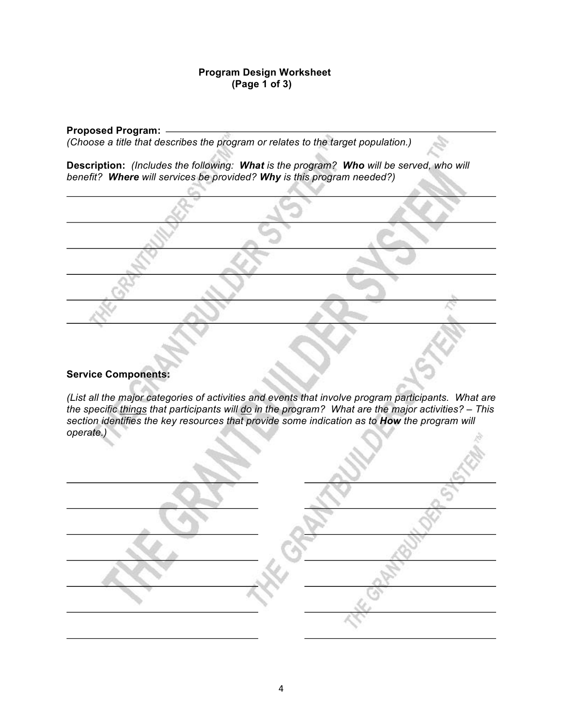**Program Design Worksheet**
**(Page 1 of 3)**

**Proposed Program:** \_\_\_\_\_\_\_\_\_\_\_\_\_\_\_\_\_\_\_\_\_\_\_\_\_\_\_\_\_\_\_\_\_\_\_\_\_\_\_\_

*(Choose a title that describes the program or relates to the target population.)*

**Description:** *(Includes the following: **What** is the program? **Who** will be served, who will benefit? **Where** will services be provided? **Why** is this program needed?)*

\_\_\_\_\_\_\_\_\_\_\_\_\_\_\_\_\_\_\_\_\_\_\_\_\_\_\_\_\_\_\_\_\_\_\_\_\_\_\_\_\_\_\_\_\_\_\_\_\_\_\_\_\_\_\_\_

\_\_\_\_\_\_\_\_\_\_\_\_\_\_\_\_\_\_\_\_\_\_\_\_\_\_\_\_\_\_\_\_\_\_\_\_\_\_\_\_\_\_\_\_\_\_\_\_\_\_\_\_\_\_\_\_

\_\_\_\_\_\_\_\_\_\_\_\_\_\_\_\_\_\_\_\_\_\_\_\_\_\_\_\_\_\_\_\_\_\_\_\_\_\_\_\_\_\_\_\_\_\_\_\_\_\_\_\_\_\_\_\_

\_\_\_\_\_\_\_\_\_\_\_\_\_\_\_\_\_\_\_\_\_\_\_\_\_\_\_\_\_\_\_\_\_\_\_\_\_\_\_\_\_\_\_\_\_\_\_\_\_\_\_\_\_\_\_\_

\_\_\_\_\_\_\_\_\_\_\_\_\_\_\_\_\_\_\_\_\_\_\_\_\_\_\_\_\_\_\_\_\_\_\_\_\_\_\_\_\_\_\_\_\_\_\_\_\_\_\_\_\_\_\_\_

\_\_\_\_\_\_\_\_\_\_\_\_\_\_\_\_\_\_\_\_\_\_\_\_\_\_\_\_\_\_\_\_\_\_\_\_\_\_\_\_\_\_\_\_\_\_\_\_\_\_\_\_\_\_\_\_

**Service Components:**

*(List all the major categories of activities and events that involve program participants. What are the specific <u>things</u> that participants will <u>do</u> in the program? What are the major activities? – This section identifies the key resources that provide some indication as to **How** the program will operate.)*

| | |
|---|---|
| \_\_\_\_\_\_\_\_\_\_\_\_\_\_\_\_\_\_\_\_ | \_\_\_\_\_\_\_\_\_\_\_\_\_\_\_\_\_\_\_\_ |
| \_\_\_\_\_\_\_\_\_\_\_\_\_\_\_\_\_\_\_\_ | \_\_\_\_\_\_\_\_\_\_\_\_\_\_\_\_\_\_\_\_ |
| \_\_\_\_\_\_\_\_\_\_\_\_\_\_\_\_\_\_\_\_ | \_\_\_\_\_\_\_\_\_\_\_\_\_\_\_\_\_\_\_\_ |
| \_\_\_\_\_\_\_\_\_\_\_\_\_\_\_\_\_\_\_\_ | \_\_\_\_\_\_\_\_\_\_\_\_\_\_\_\_\_\_\_\_ |
| \_\_\_\_\_\_\_\_\_\_\_\_\_\_\_\_\_\_\_\_ | \_\_\_\_\_\_\_\_\_\_\_\_\_\_\_\_\_\_\_\_ |
| \_\_\_\_\_\_\_\_\_\_\_\_\_\_\_\_\_\_\_\_ | \_\_\_\_\_\_\_\_\_\_\_\_\_\_\_\_\_\_\_\_ |
| \_\_\_\_\_\_\_\_\_\_\_\_\_\_\_\_\_\_\_\_ | \_\_\_\_\_\_\_\_\_\_\_\_\_\_\_\_\_\_\_\_ |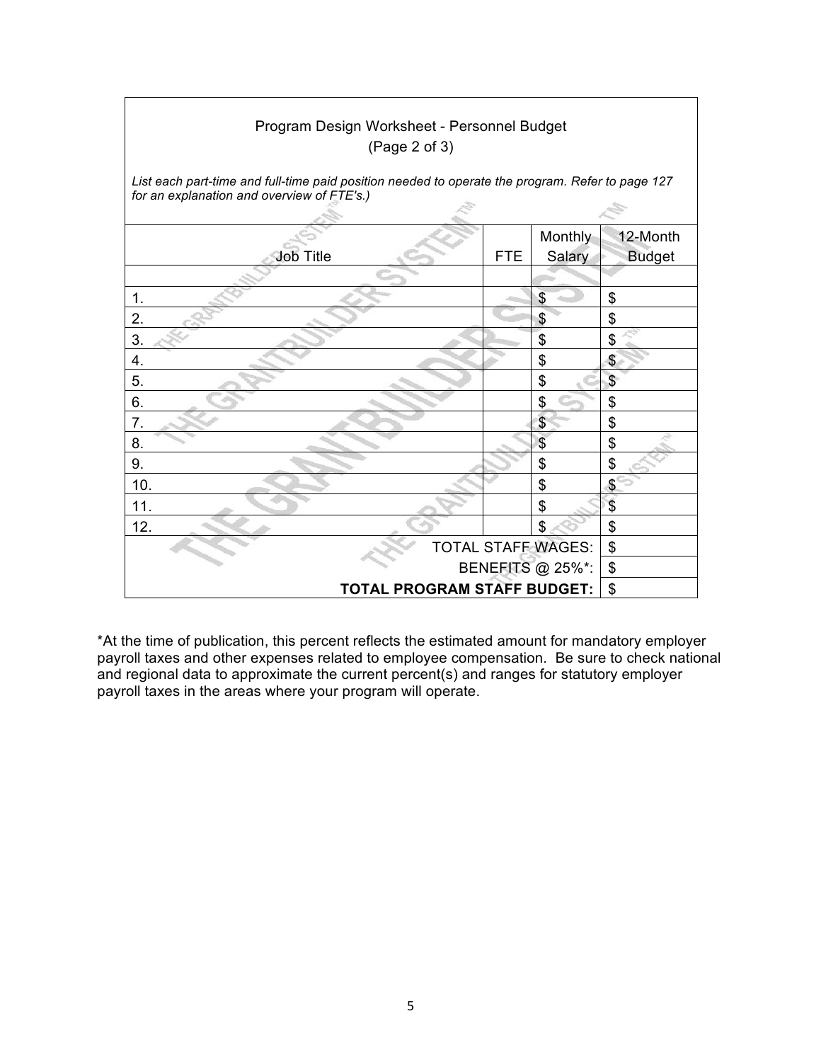## Program Design Worksheet - Personnel Budget
(Page 2 of 3)

*List each part-time and full-time paid position needed to operate the program. Refer to page 127 for an explanation and overview of FTE's.)*

| Job Title | FTE | Monthly Salary | 12-Month Budget |
|---|---|---|---|
| | | | |
| 1. | | $ | $ |
| 2. | | $ | $ |
| 3. | | $ | $ |
| 4. | | $ | $ |
| 5. | | $ | $ |
| 6. | | $ | $ |
| 7. | | $ | $ |
| 8. | | $ | $ |
| 9. | | $ | $ |
| 10. | | $ | $ |
| 11. | | $ | $ |
| 12. | | $ | $ |
| | | TOTAL STAFF WAGES: | $ |
| | | BENEFITS @ 25%*: | $ |
| | | **TOTAL PROGRAM STAFF BUDGET:** | $ |

*At the time of publication, this percent reflects the estimated amount for mandatory employer payroll taxes and other expenses related to employee compensation. Be sure to check national and regional data to approximate the current percent(s) and ranges for statutory employer payroll taxes in the areas where your program will operate.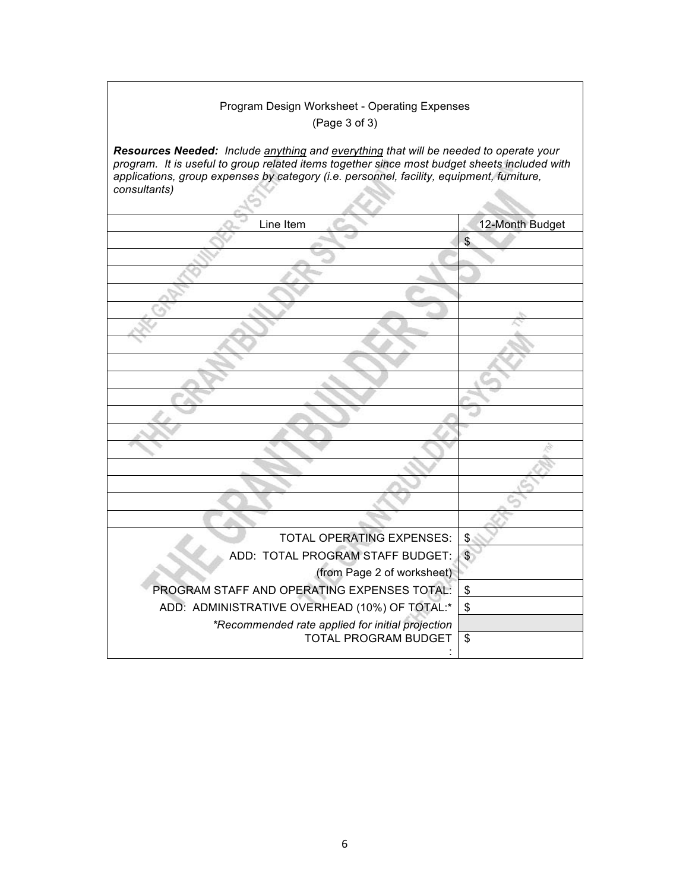Program Design Worksheet - Operating Expenses

(Page 3 of 3)

***Resources Needed:*** *Include <u>anything</u> and <u>everything</u> that will be needed to operate your program. It is useful to group related items together since most budget sheets included with applications, group expenses by category (i.e. personnel, facility, equipment, furniture, consultants)*

| Line Item | 12-Month Budget |
|---|---|
| | $ |
| | |
| | |
| | |
| | |
| | |
| | |
| | |
| | |
| | |
| | |
| | |
| | |
| | |
| | |
| | |
| | |
| TOTAL OPERATING EXPENSES: | $ |
| ADD: TOTAL PROGRAM STAFF BUDGET: (from Page 2 of worksheet) | $ |
| PROGRAM STAFF AND OPERATING EXPENSES TOTAL: | $ |
| ADD: ADMINISTRATIVE OVERHEAD (10%) OF TOTAL:* | $ |
| *\*Recommended rate applied for initial projection* | |
| TOTAL PROGRAM BUDGET: | $ |